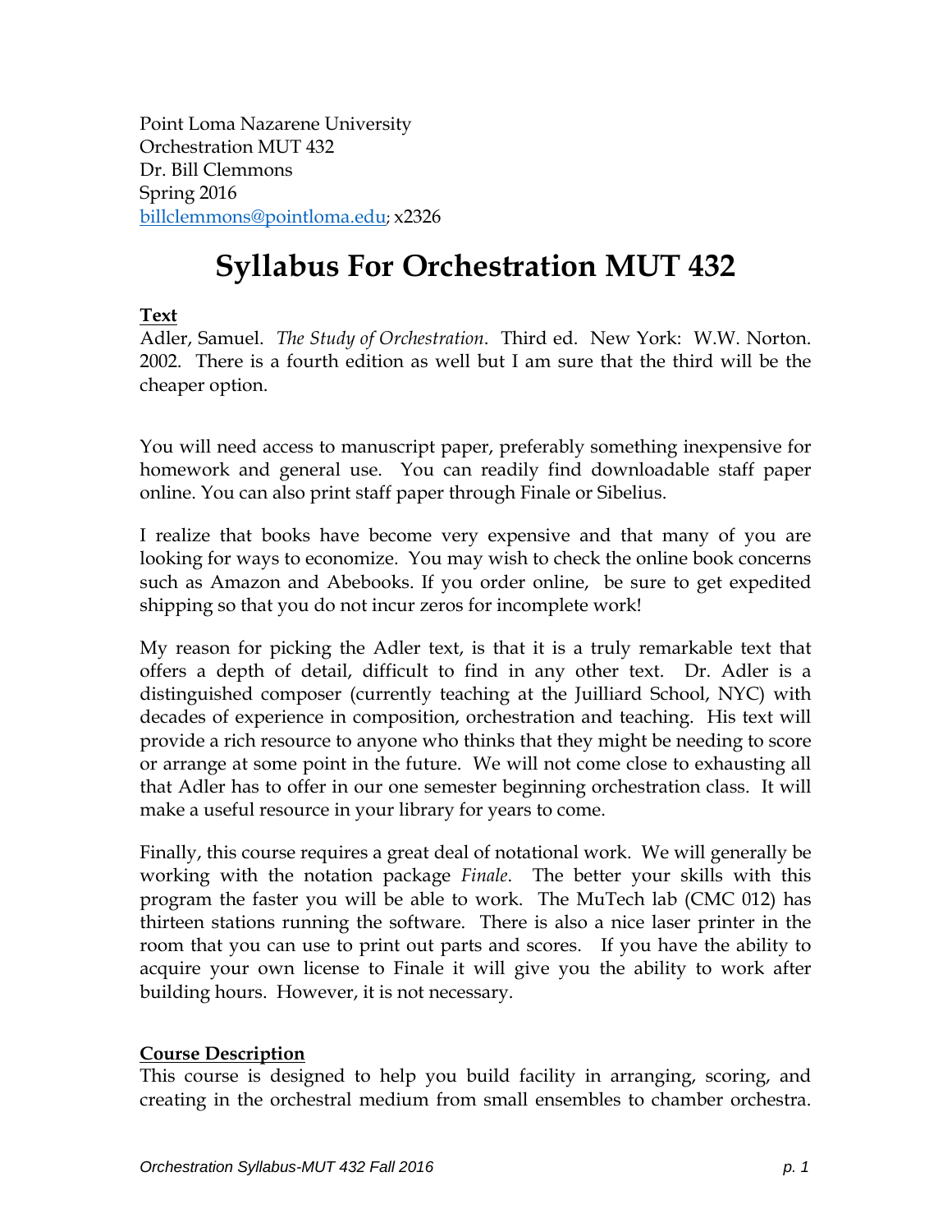Point Loma Nazarene University
Orchestration MUT 432
Dr. Bill Clemmons
Spring 2016
billclemmons@pointloma.edu; x2326

# Syllabus For Orchestration MUT 432

**Text**

Adler, Samuel. *The Study of Orchestration*. Third ed. New York: W.W. Norton. 2002. There is a fourth edition as well but I am sure that the third will be the cheaper option.

You will need access to manuscript paper, preferably something inexpensive for homework and general use. You can readily find downloadable staff paper online. You can also print staff paper through Finale or Sibelius.

I realize that books have become very expensive and that many of you are looking for ways to economize. You may wish to check the online book concerns such as Amazon and Abebooks. If you order online, be sure to get expedited shipping so that you do not incur zeros for incomplete work!

My reason for picking the Adler text, is that it is a truly remarkable text that offers a depth of detail, difficult to find in any other text. Dr. Adler is a distinguished composer (currently teaching at the Juilliard School, NYC) with decades of experience in composition, orchestration and teaching. His text will provide a rich resource to anyone who thinks that they might be needing to score or arrange at some point in the future. We will not come close to exhausting all that Adler has to offer in our one semester beginning orchestration class. It will make a useful resource in your library for years to come.

Finally, this course requires a great deal of notational work. We will generally be working with the notation package *Finale*. The better your skills with this program the faster you will be able to work. The MuTech lab (CMC 012) has thirteen stations running the software. There is also a nice laser printer in the room that you can use to print out parts and scores. If you have the ability to acquire your own license to Finale it will give you the ability to work after building hours. However, it is not necessary.

**Course Description**

This course is designed to help you build facility in arranging, scoring, and creating in the orchestral medium from small ensembles to chamber orchestra.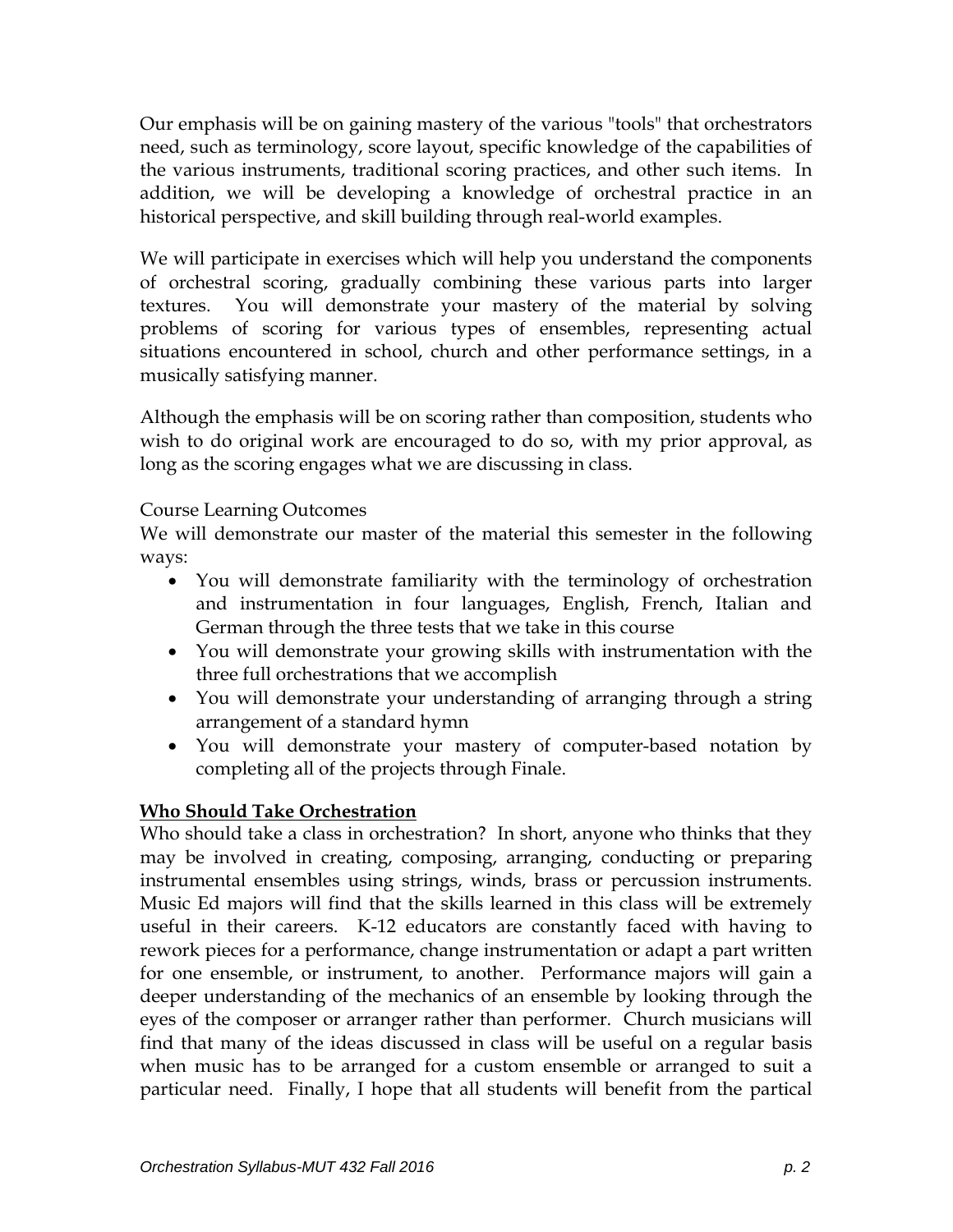Our emphasis will be on gaining mastery of the various "tools" that orchestrators need, such as terminology, score layout, specific knowledge of the capabilities of the various instruments, traditional scoring practices, and other such items. In addition, we will be developing a knowledge of orchestral practice in an historical perspective, and skill building through real-world examples.

We will participate in exercises which will help you understand the components of orchestral scoring, gradually combining these various parts into larger textures. You will demonstrate your mastery of the material by solving problems of scoring for various types of ensembles, representing actual situations encountered in school, church and other performance settings, in a musically satisfying manner.

Although the emphasis will be on scoring rather than composition, students who wish to do original work are encouraged to do so, with my prior approval, as long as the scoring engages what we are discussing in class.

Course Learning Outcomes

We will demonstrate our master of the material this semester in the following ways:

- You will demonstrate familiarity with the terminology of orchestration and instrumentation in four languages, English, French, Italian and German through the three tests that we take in this course
- You will demonstrate your growing skills with instrumentation with the three full orchestrations that we accomplish
- You will demonstrate your understanding of arranging through a string arrangement of a standard hymn
- You will demonstrate your mastery of computer-based notation by completing all of the projects through Finale.

**Who Should Take Orchestration**

Who should take a class in orchestration? In short, anyone who thinks that they may be involved in creating, composing, arranging, conducting or preparing instrumental ensembles using strings, winds, brass or percussion instruments. Music Ed majors will find that the skills learned in this class will be extremely useful in their careers. K-12 educators are constantly faced with having to rework pieces for a performance, change instrumentation or adapt a part written for one ensemble, or instrument, to another. Performance majors will gain a deeper understanding of the mechanics of an ensemble by looking through the eyes of the composer or arranger rather than performer. Church musicians will find that many of the ideas discussed in class will be useful on a regular basis when music has to be arranged for a custom ensemble or arranged to suit a particular need. Finally, I hope that all students will benefit from the partical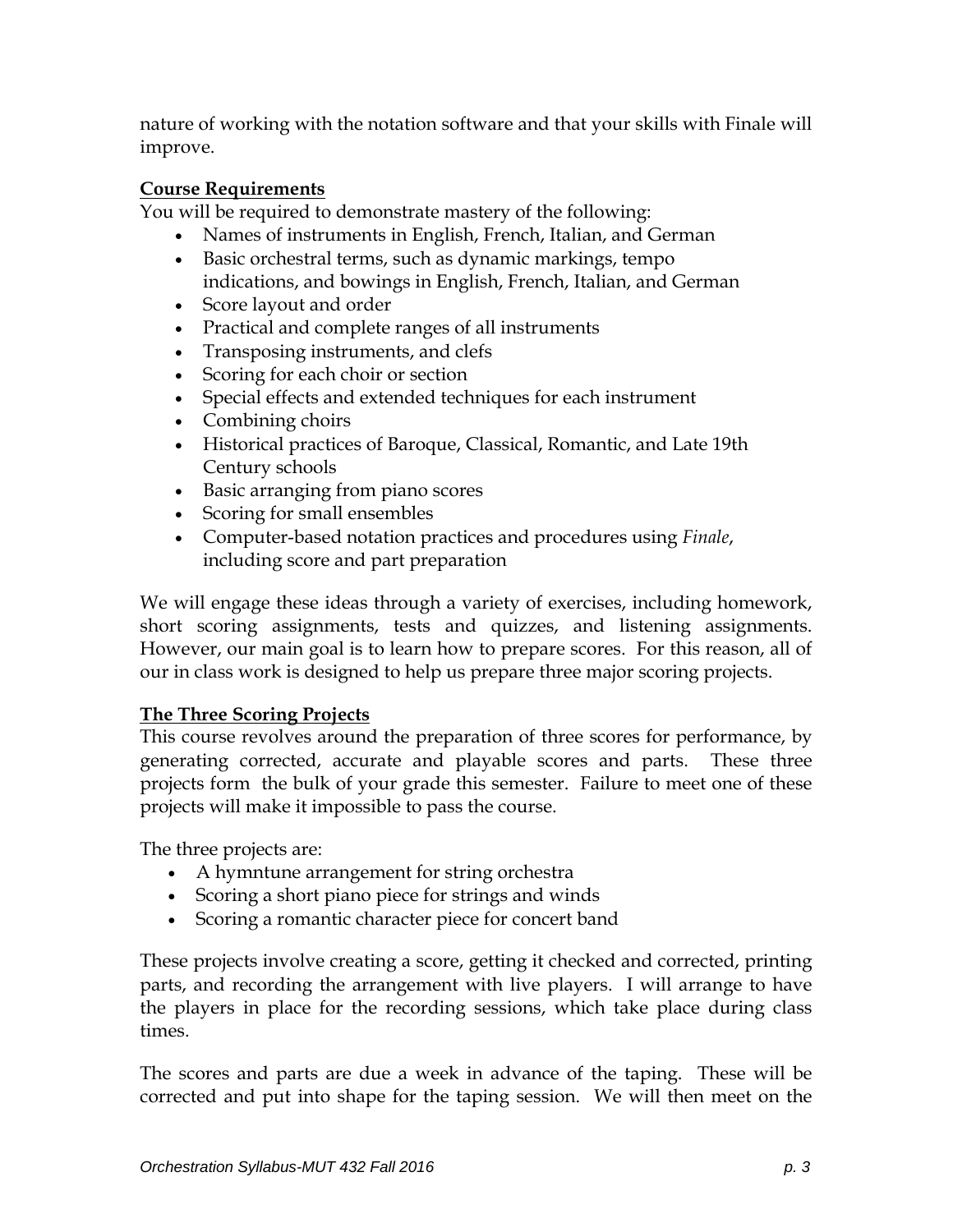nature of working with the notation software and that your skills with Finale will improve.

**Course Requirements**

You will be required to demonstrate mastery of the following:

- Names of instruments in English, French, Italian, and German
- Basic orchestral terms, such as dynamic markings, tempo indications, and bowings in English, French, Italian, and German
- Score layout and order
- Practical and complete ranges of all instruments
- Transposing instruments, and clefs
- Scoring for each choir or section
- Special effects and extended techniques for each instrument
- Combining choirs
- Historical practices of Baroque, Classical, Romantic, and Late 19th Century schools
- Basic arranging from piano scores
- Scoring for small ensembles
- Computer-based notation practices and procedures using *Finale*, including score and part preparation

We will engage these ideas through a variety of exercises, including homework, short scoring assignments, tests and quizzes, and listening assignments. However, our main goal is to learn how to prepare scores. For this reason, all of our in class work is designed to help us prepare three major scoring projects.

**The Three Scoring Projects**

This course revolves around the preparation of three scores for performance, by generating corrected, accurate and playable scores and parts. These three projects form the bulk of your grade this semester. Failure to meet one of these projects will make it impossible to pass the course.

The three projects are:

- A hymntune arrangement for string orchestra
- Scoring a short piano piece for strings and winds
- Scoring a romantic character piece for concert band

These projects involve creating a score, getting it checked and corrected, printing parts, and recording the arrangement with live players. I will arrange to have the players in place for the recording sessions, which take place during class times.

The scores and parts are due a week in advance of the taping. These will be corrected and put into shape for the taping session. We will then meet on the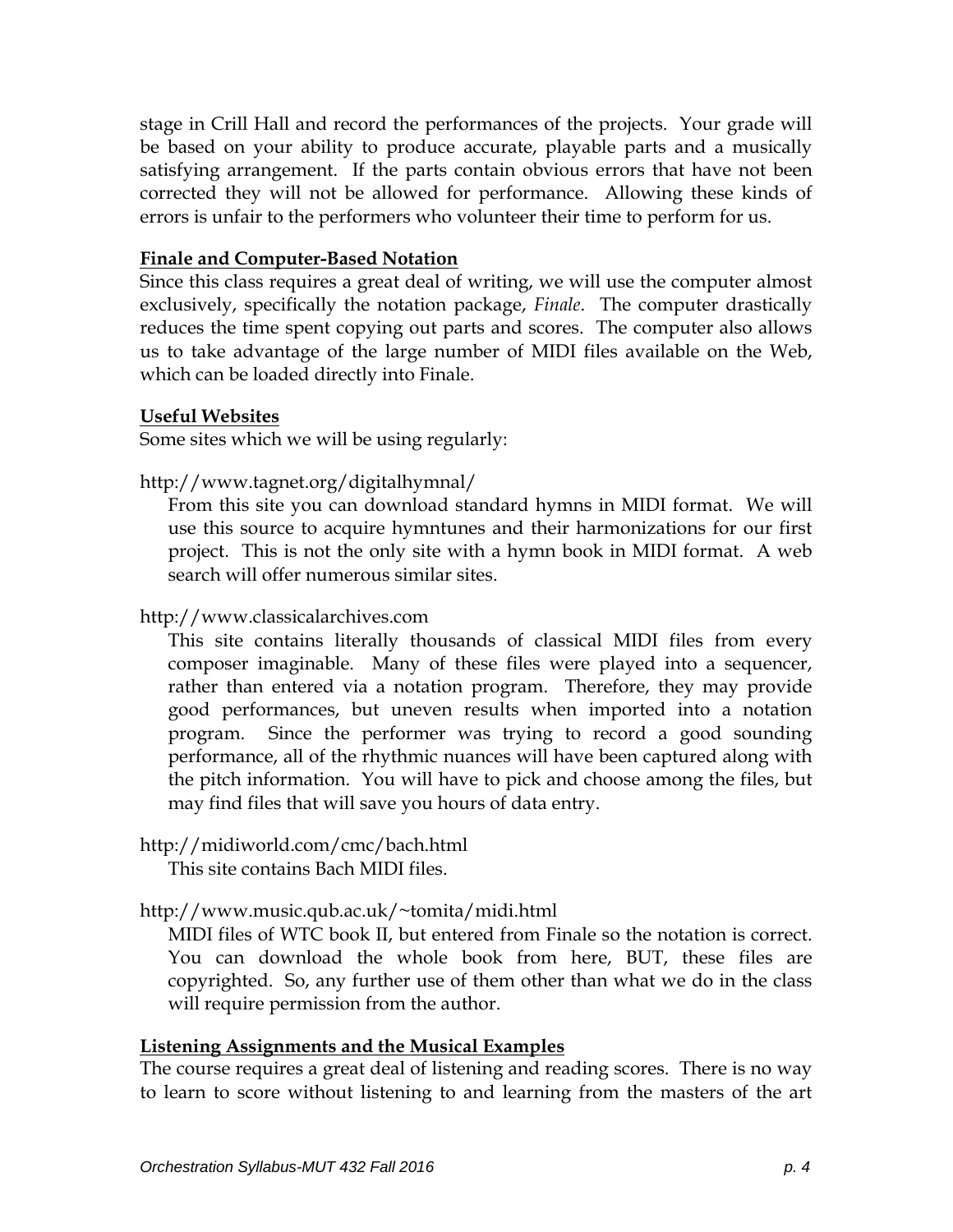stage in Crill Hall and record the performances of the projects. Your grade will be based on your ability to produce accurate, playable parts and a musically satisfying arrangement. If the parts contain obvious errors that have not been corrected they will not be allowed for performance. Allowing these kinds of errors is unfair to the performers who volunteer their time to perform for us.

## Finale and Computer-Based Notation

Since this class requires a great deal of writing, we will use the computer almost exclusively, specifically the notation package, *Finale*. The computer drastically reduces the time spent copying out parts and scores. The computer also allows us to take advantage of the large number of MIDI files available on the Web, which can be loaded directly into Finale.

## Useful Websites

Some sites which we will be using regularly:

http://www.tagnet.org/digitalhymnal/

From this site you can download standard hymns in MIDI format. We will use this source to acquire hymntunes and their harmonizations for our first project. This is not the only site with a hymn book in MIDI format. A web search will offer numerous similar sites.

http://www.classicalarchives.com

This site contains literally thousands of classical MIDI files from every composer imaginable. Many of these files were played into a sequencer, rather than entered via a notation program. Therefore, they may provide good performances, but uneven results when imported into a notation program. Since the performer was trying to record a good sounding performance, all of the rhythmic nuances will have been captured along with the pitch information. You will have to pick and choose among the files, but may find files that will save you hours of data entry.

http://midiworld.com/cmc/bach.html

This site contains Bach MIDI files.

http://www.music.qub.ac.uk/~tomita/midi.html

MIDI files of WTC book II, but entered from Finale so the notation is correct. You can download the whole book from here, BUT, these files are copyrighted. So, any further use of them other than what we do in the class will require permission from the author.

## Listening Assignments and the Musical Examples

The course requires a great deal of listening and reading scores. There is no way to learn to score without listening to and learning from the masters of the art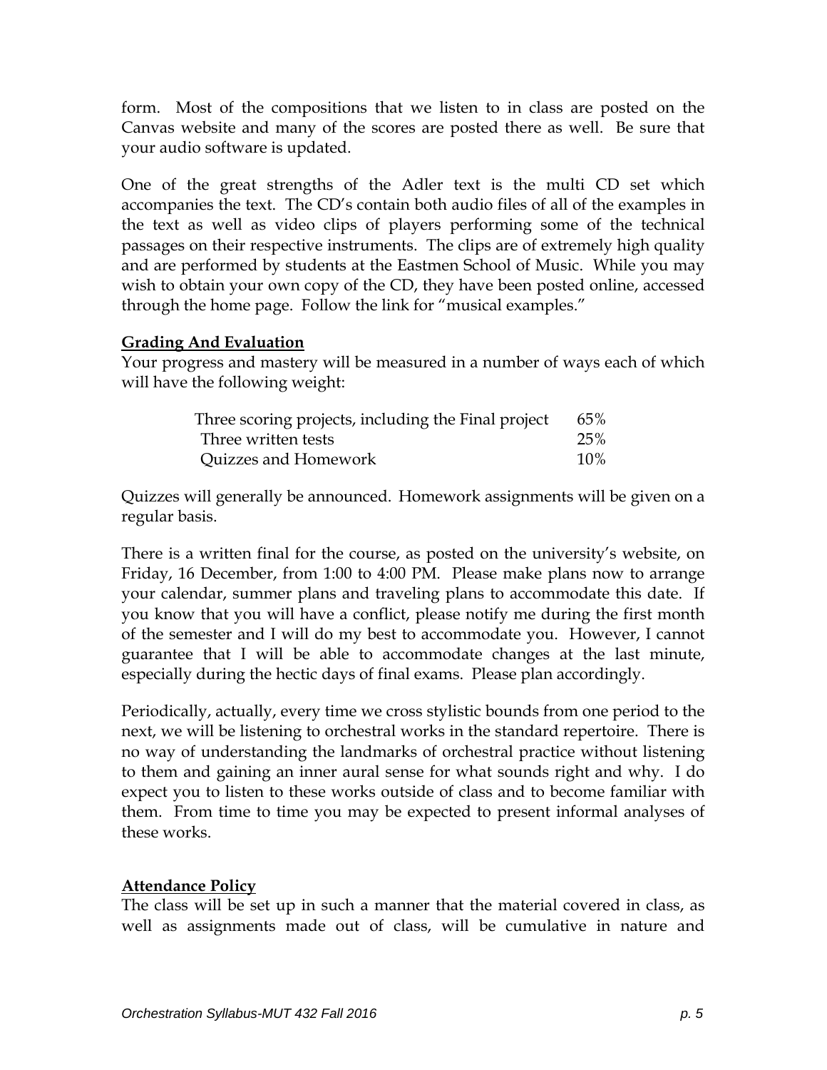form. Most of the compositions that we listen to in class are posted on the Canvas website and many of the scores are posted there as well. Be sure that your audio software is updated.

One of the great strengths of the Adler text is the multi CD set which accompanies the text. The CD's contain both audio files of all of the examples in the text as well as video clips of players performing some of the technical passages on their respective instruments. The clips are of extremely high quality and are performed by students at the Eastmen School of Music. While you may wish to obtain your own copy of the CD, they have been posted online, accessed through the home page. Follow the link for "musical examples."

## Grading And Evaluation

Your progress and mastery will be measured in a number of ways each of which will have the following weight:

| | |
|---|---|
| Three scoring projects, including the Final project | 65% |
| Three written tests | 25% |
| Quizzes and Homework | 10% |

Quizzes will generally be announced. Homework assignments will be given on a regular basis.

There is a written final for the course, as posted on the university's website, on Friday, 16 December, from 1:00 to 4:00 PM. Please make plans now to arrange your calendar, summer plans and traveling plans to accommodate this date. If you know that you will have a conflict, please notify me during the first month of the semester and I will do my best to accommodate you. However, I cannot guarantee that I will be able to accommodate changes at the last minute, especially during the hectic days of final exams. Please plan accordingly.

Periodically, actually, every time we cross stylistic bounds from one period to the next, we will be listening to orchestral works in the standard repertoire. There is no way of understanding the landmarks of orchestral practice without listening to them and gaining an inner aural sense for what sounds right and why. I do expect you to listen to these works outside of class and to become familiar with them. From time to time you may be expected to present informal analyses of these works.

## Attendance Policy

The class will be set up in such a manner that the material covered in class, as well as assignments made out of class, will be cumulative in nature and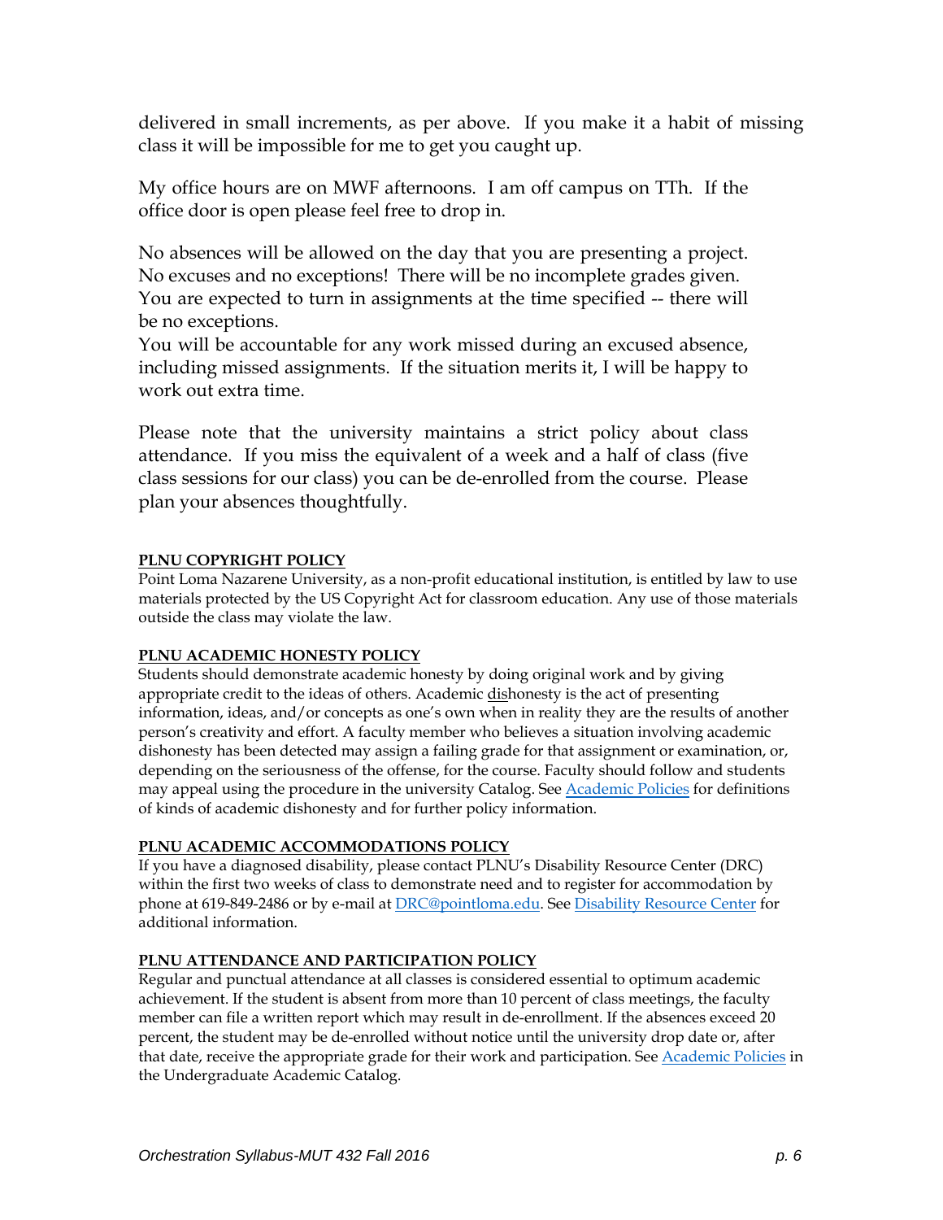delivered in small increments, as per above. If you make it a habit of missing class it will be impossible for me to get you caught up.

My office hours are on MWF afternoons. I am off campus on TTh. If the office door is open please feel free to drop in.

No absences will be allowed on the day that you are presenting a project. No excuses and no exceptions! There will be no incomplete grades given. You are expected to turn in assignments at the time specified -- there will be no exceptions.
You will be accountable for any work missed during an excused absence, including missed assignments. If the situation merits it, I will be happy to work out extra time.

Please note that the university maintains a strict policy about class attendance. If you miss the equivalent of a week and a half of class (five class sessions for our class) you can be de-enrolled from the course. Please plan your absences thoughtfully.

**PLNU COPYRIGHT POLICY**

Point Loma Nazarene University, as a non-profit educational institution, is entitled by law to use materials protected by the US Copyright Act for classroom education. Any use of those materials outside the class may violate the law.

**PLNU ACADEMIC HONESTY POLICY**

Students should demonstrate academic honesty by doing original work and by giving appropriate credit to the ideas of others. Academic dishonesty is the act of presenting information, ideas, and/or concepts as one's own when in reality they are the results of another person's creativity and effort. A faculty member who believes a situation involving academic dishonesty has been detected may assign a failing grade for that assignment or examination, or, depending on the seriousness of the offense, for the course. Faculty should follow and students may appeal using the procedure in the university Catalog. See Academic Policies for definitions of kinds of academic dishonesty and for further policy information.

**PLNU ACADEMIC ACCOMMODATIONS POLICY**

If you have a diagnosed disability, please contact PLNU's Disability Resource Center (DRC) within the first two weeks of class to demonstrate need and to register for accommodation by phone at 619-849-2486 or by e-mail at DRC@pointloma.edu. See Disability Resource Center for additional information.

**PLNU ATTENDANCE AND PARTICIPATION POLICY**

Regular and punctual attendance at all classes is considered essential to optimum academic achievement. If the student is absent from more than 10 percent of class meetings, the faculty member can file a written report which may result in de-enrollment. If the absences exceed 20 percent, the student may be de-enrolled without notice until the university drop date or, after that date, receive the appropriate grade for their work and participation. See Academic Policies in the Undergraduate Academic Catalog.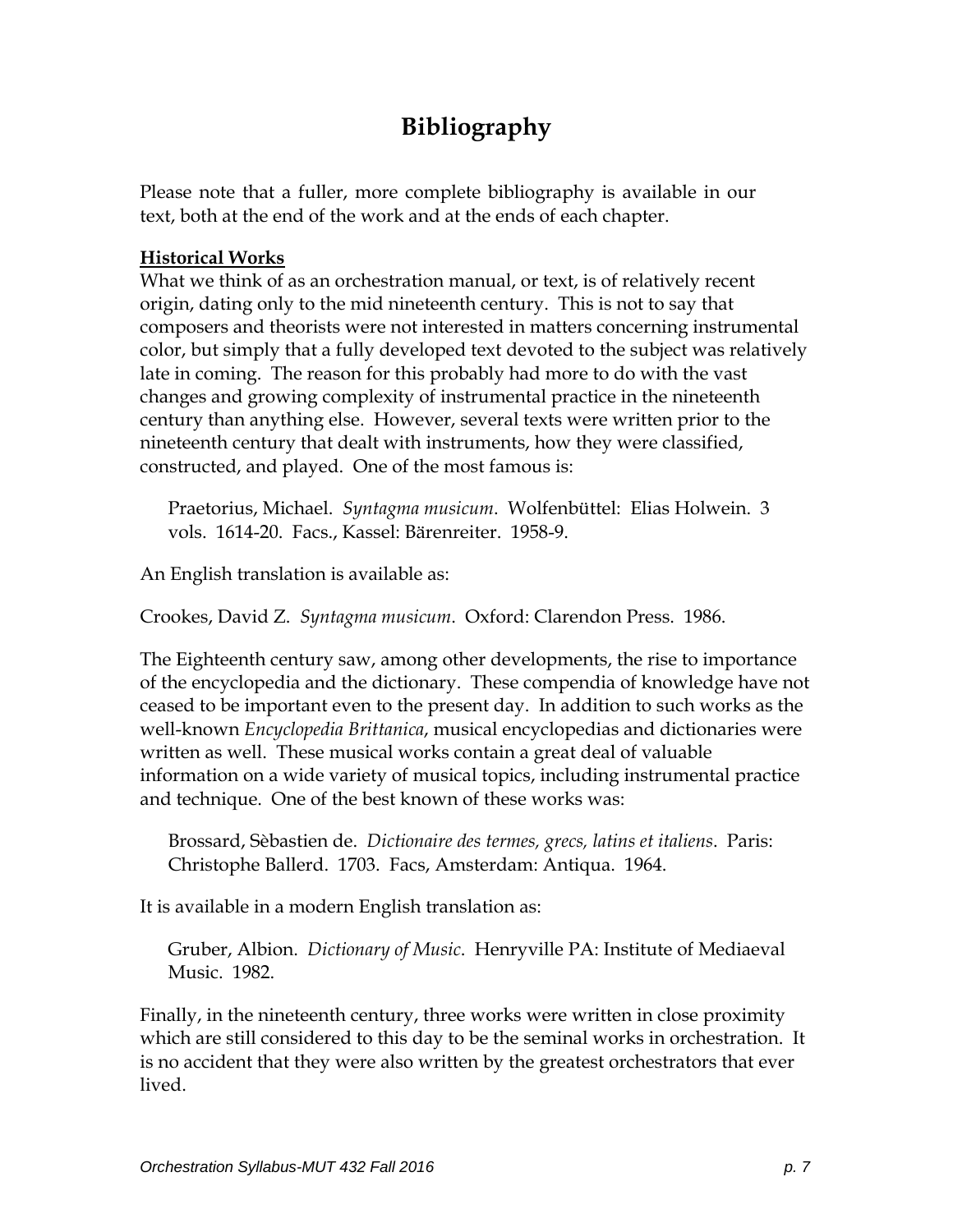# Bibliography

Please note that a fuller, more complete bibliography is available in our text, both at the end of the work and at the ends of each chapter.

**Historical Works**

What we think of as an orchestration manual, or text, is of relatively recent origin, dating only to the mid nineteenth century. This is not to say that composers and theorists were not interested in matters concerning instrumental color, but simply that a fully developed text devoted to the subject was relatively late in coming. The reason for this probably had more to do with the vast changes and growing complexity of instrumental practice in the nineteenth century than anything else. However, several texts were written prior to the nineteenth century that dealt with instruments, how they were classified, constructed, and played. One of the most famous is:

> Praetorius, Michael. *Syntagma musicum*. Wolfenbüttel: Elias Holwein. 3 vols. 1614-20. Facs., Kassel: Bärenreiter. 1958-9.

An English translation is available as:

Crookes, David Z. *Syntagma musicum*. Oxford: Clarendon Press. 1986.

The Eighteenth century saw, among other developments, the rise to importance of the encyclopedia and the dictionary. These compendia of knowledge have not ceased to be important even to the present day. In addition to such works as the well-known *Encyclopedia Brittanica*, musical encyclopedias and dictionaries were written as well. These musical works contain a great deal of valuable information on a wide variety of musical topics, including instrumental practice and technique. One of the best known of these works was:

> Brossard, Sèbastien de. *Dictionaire des termes, grecs, latins et italiens*. Paris: Christophe Ballerd. 1703. Facs, Amsterdam: Antiqua. 1964.

It is available in a modern English translation as:

> Gruber, Albion. *Dictionary of Music*. Henryville PA: Institute of Mediaeval Music. 1982.

Finally, in the nineteenth century, three works were written in close proximity which are still considered to this day to be the seminal works in orchestration. It is no accident that they were also written by the greatest orchestrators that ever lived.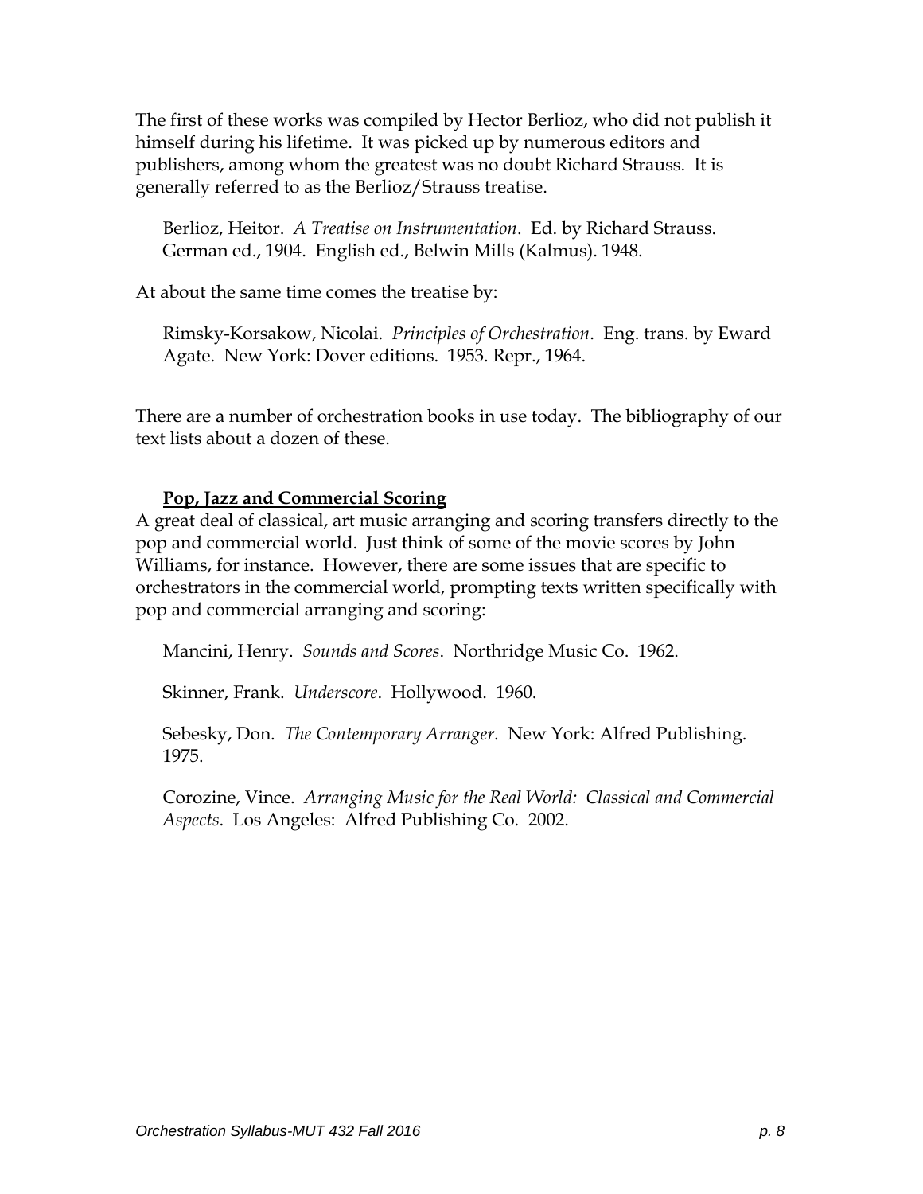The first of these works was compiled by Hector Berlioz, who did not publish it himself during his lifetime. It was picked up by numerous editors and publishers, among whom the greatest was no doubt Richard Strauss. It is generally referred to as the Berlioz/Strauss treatise.

Berlioz, Heitor. *A Treatise on Instrumentation*. Ed. by Richard Strauss. German ed., 1904. English ed., Belwin Mills (Kalmus). 1948.

At about the same time comes the treatise by:

Rimsky-Korsakow, Nicolai. *Principles of Orchestration*. Eng. trans. by Eward Agate. New York: Dover editions. 1953. Repr., 1964.

There are a number of orchestration books in use today. The bibliography of our text lists about a dozen of these.

**Pop, Jazz and Commercial Scoring**

A great deal of classical, art music arranging and scoring transfers directly to the pop and commercial world. Just think of some of the movie scores by John Williams, for instance. However, there are some issues that are specific to orchestrators in the commercial world, prompting texts written specifically with pop and commercial arranging and scoring:

Mancini, Henry. *Sounds and Scores*. Northridge Music Co. 1962.

Skinner, Frank. *Underscore*. Hollywood. 1960.

Sebesky, Don. *The Contemporary Arranger*. New York: Alfred Publishing. 1975.

Corozine, Vince. *Arranging Music for the Real World: Classical and Commercial Aspects*. Los Angeles: Alfred Publishing Co. 2002.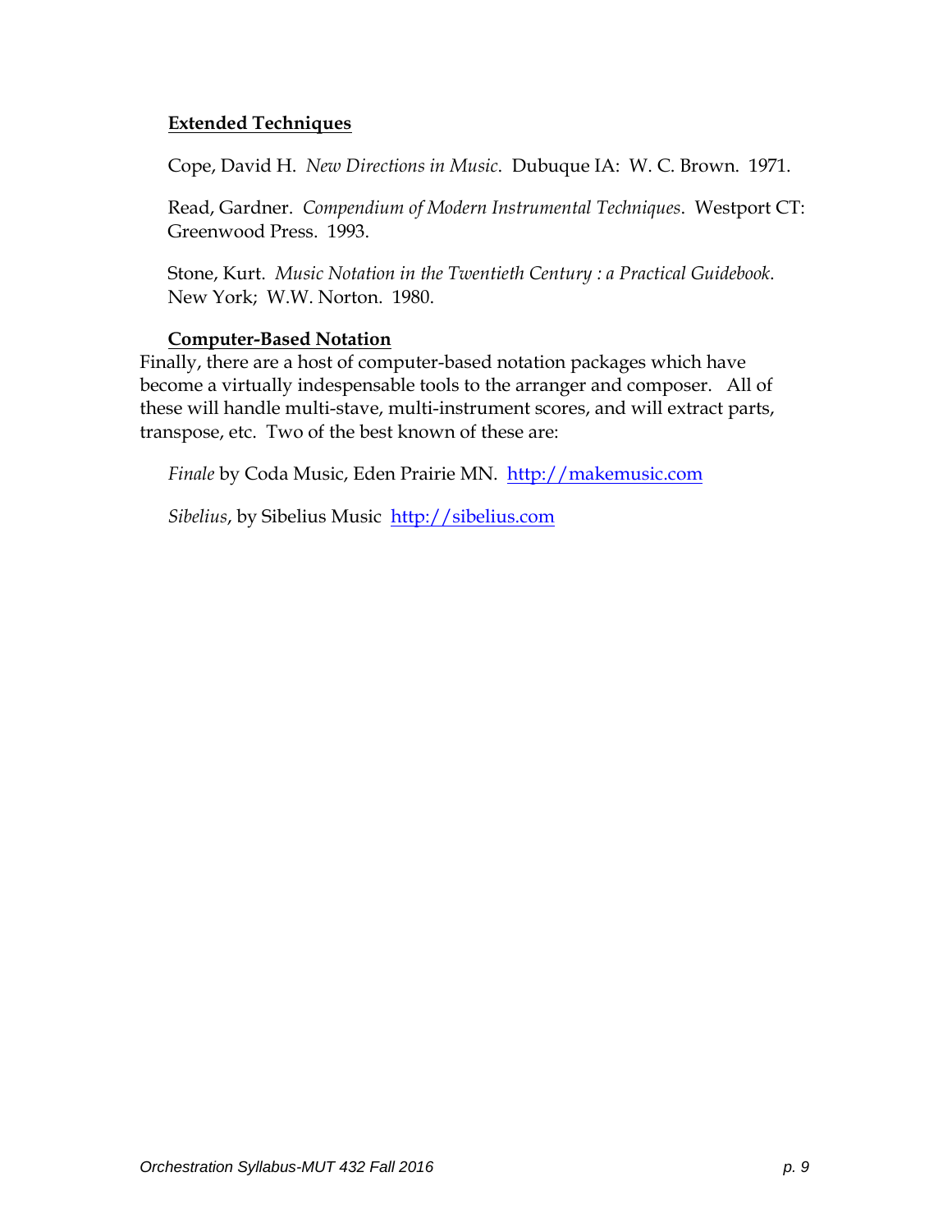**Extended Techniques**

Cope, David H. *New Directions in Music*. Dubuque IA: W. C. Brown. 1971.

Read, Gardner. *Compendium of Modern Instrumental Techniques*. Westport CT: Greenwood Press. 1993.

Stone, Kurt. *Music Notation in the Twentieth Century : a Practical Guidebook*. New York; W.W. Norton. 1980.

**Computer-Based Notation**

Finally, there are a host of computer-based notation packages which have become a virtually indespensable tools to the arranger and composer. All of these will handle multi-stave, multi-instrument scores, and will extract parts, transpose, etc. Two of the best known of these are:

*Finale* by Coda Music, Eden Prairie MN. [http://makemusic.com](http://makemusic.com)

*Sibelius*, by Sibelius Music [http://sibelius.com](http://sibelius.com)